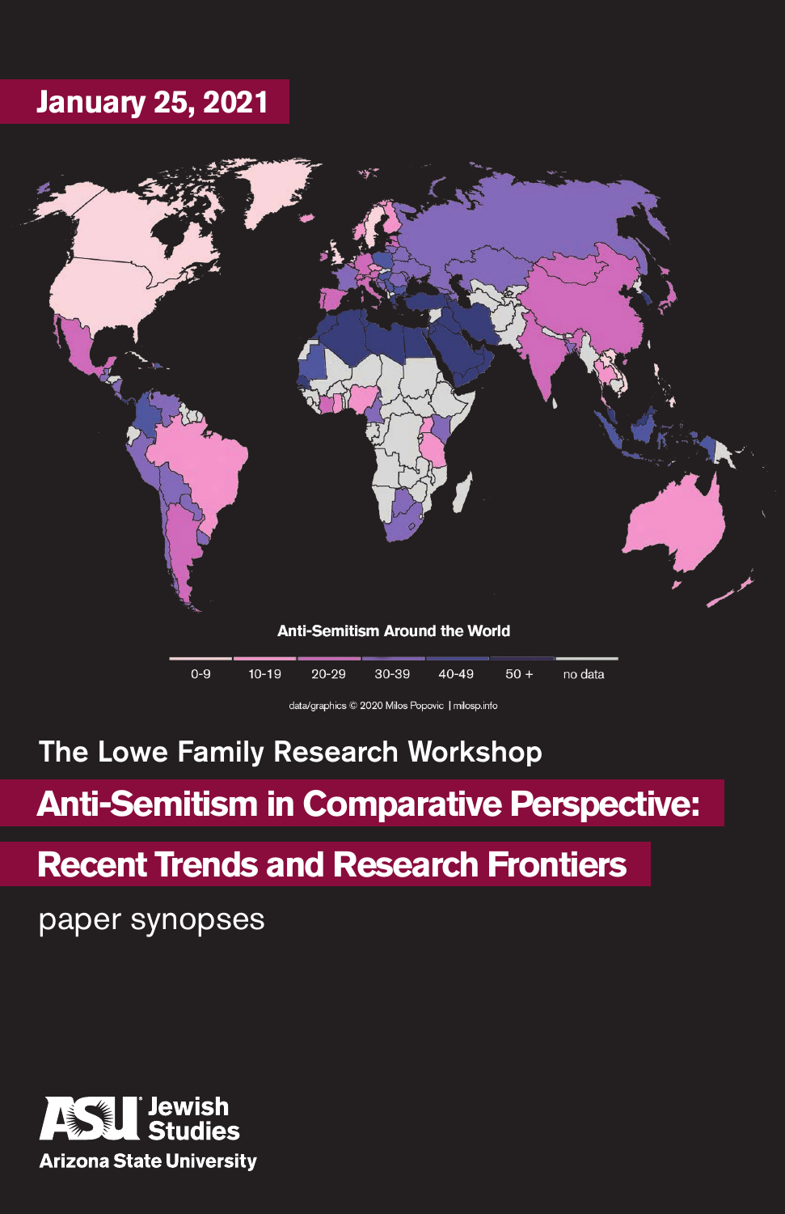**January 25, 2021**

Anti-Semitism Around the World

0-9 | 10-19 | 20-29 | 30-39 | 40-49 | 50 + | no data

data/graphics © 2020 Milos Popovic | milosp.info

## The Lowe Family Research Workshop

# Anti-Semitism in Comparative Perspective: Recent Trends and Research Frontiers

paper synopses

ASU Jewish Studies
Arizona State University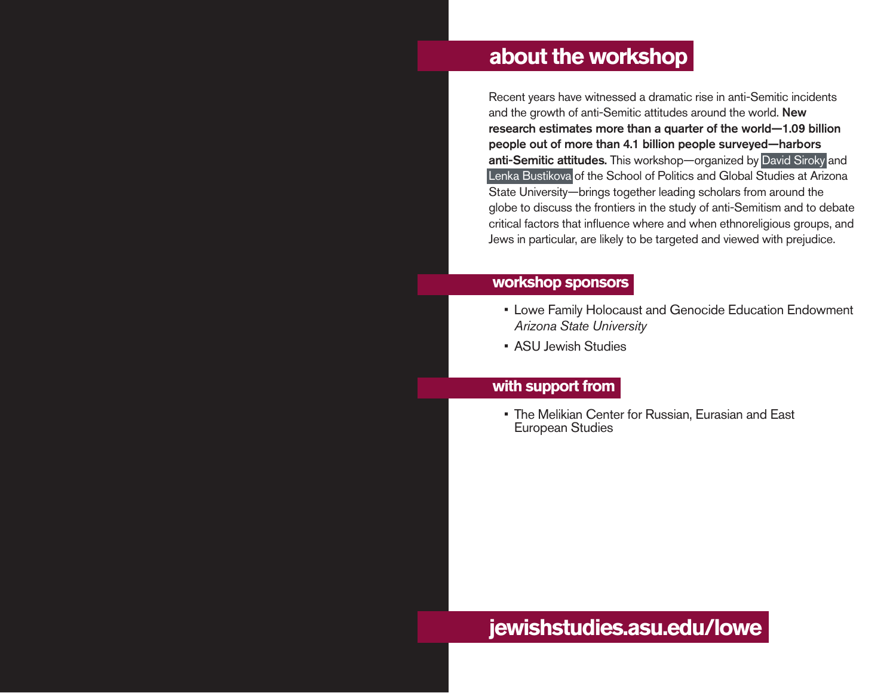## about the workshop

Recent years have witnessed a dramatic rise in anti-Semitic incidents and the growth of anti-Semitic attitudes around the world. **New research estimates more than a quarter of the world—1.09 billion people out of more than 4.1 billion people surveyed—harbors anti-Semitic attitudes.** This workshop—organized by David Siroky and Lenka Bustikova of the School of Politics and Global Studies at Arizona State University—brings together leading scholars from around the globe to discuss the frontiers in the study of anti-Semitism and to debate critical factors that influence where and when ethnoreligious groups, and Jews in particular, are likely to be targeted and viewed with prejudice.

## workshop sponsors

- Lowe Family Holocaust and Genocide Education Endowment *Arizona State University*
- ASU Jewish Studies

## with support from

- The Melikian Center for Russian, Eurasian and East European Studies

## jewishstudies.asu.edu/lowe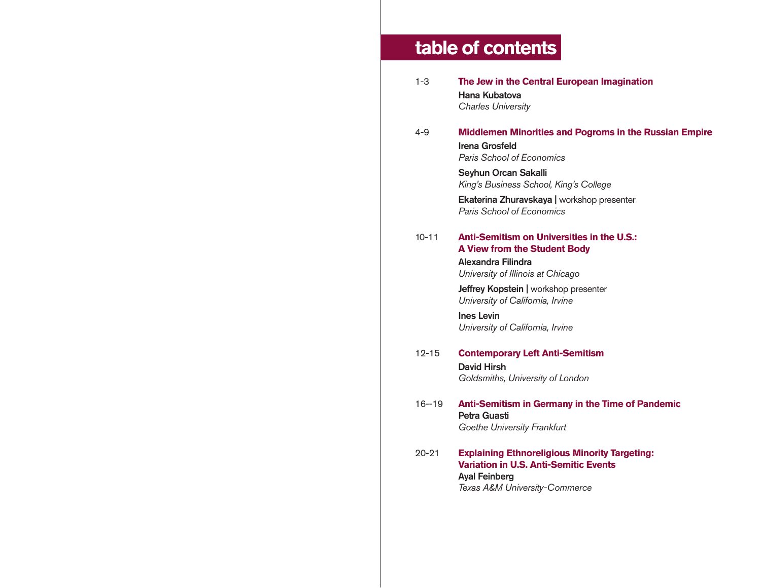# table of contents

1-3 **The Jew in the Central European Imagination**
**Hana Kubatova**
*Charles University*

4-9 **Middlemen Minorities and Pogroms in the Russian Empire**
**Irena Grosfeld**
*Paris School of Economics*
**Seyhun Orcan Sakalli**
*King's Business School, King's College*
**Ekaterina Zhuravskaya |** workshop presenter
*Paris School of Economics*

10-11 **Anti-Semitism on Universities in the U.S.: A View from the Student Body**
**Alexandra Filindra**
*University of Illinois at Chicago*
**Jeffrey Kopstein |** workshop presenter
*University of California, Irvine*
**Ines Levin**
*University of California, Irvine*

12-15 **Contemporary Left Anti-Semitism**
**David Hirsh**
*Goldsmiths, University of London*

16--19 **Anti-Semitism in Germany in the Time of Pandemic**
**Petra Guasti**
*Goethe University Frankfurt*

20-21 **Explaining Ethnoreligious Minority Targeting: Variation in U.S. Anti-Semitic Events**
**Ayal Feinberg**
*Texas A&M University-Commerce*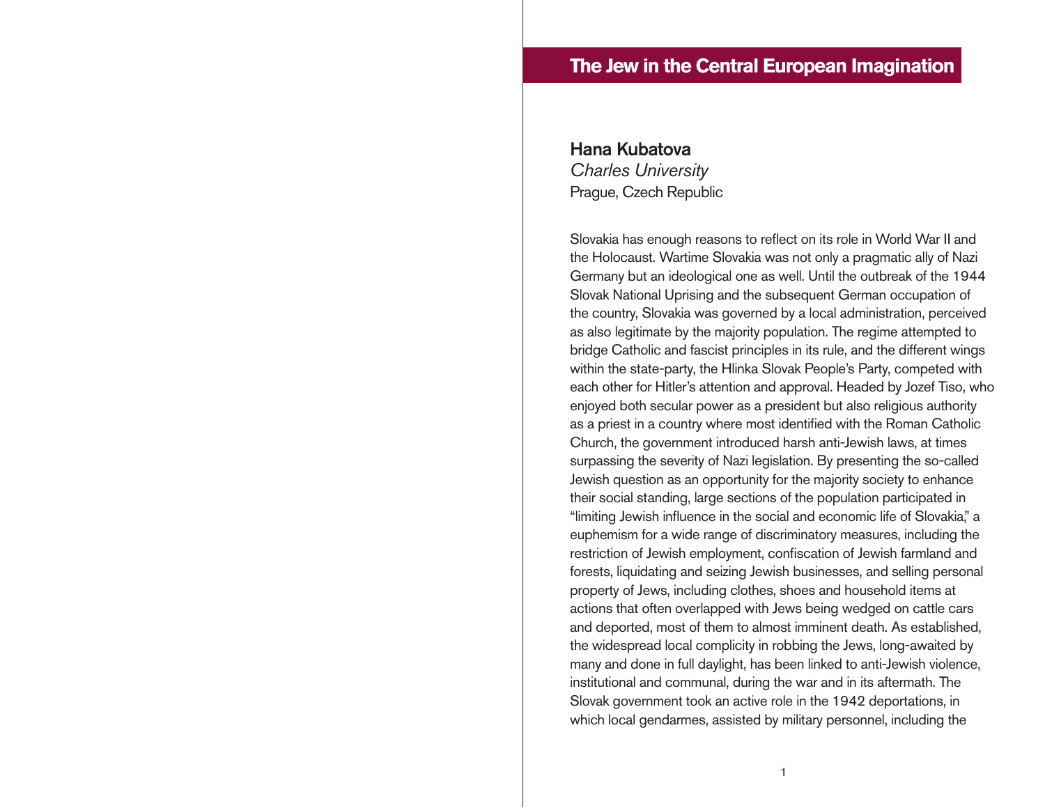## The Jew in the Central European Imagination

**Hana Kubatova**
*Charles University*
Prague, Czech Republic

Slovakia has enough reasons to reflect on its role in World War II and the Holocaust. Wartime Slovakia was not only a pragmatic ally of Nazi Germany but an ideological one as well. Until the outbreak of the 1944 Slovak National Uprising and the subsequent German occupation of the country, Slovakia was governed by a local administration, perceived as also legitimate by the majority population. The regime attempted to bridge Catholic and fascist principles in its rule, and the different wings within the state-party, the Hlinka Slovak People's Party, competed with each other for Hitler's attention and approval. Headed by Jozef Tiso, who enjoyed both secular power as a president but also religious authority as a priest in a country where most identified with the Roman Catholic Church, the government introduced harsh anti-Jewish laws, at times surpassing the severity of Nazi legislation. By presenting the so-called Jewish question as an opportunity for the majority society to enhance their social standing, large sections of the population participated in "limiting Jewish influence in the social and economic life of Slovakia," a euphemism for a wide range of discriminatory measures, including the restriction of Jewish employment, confiscation of Jewish farmland and forests, liquidating and seizing Jewish businesses, and selling personal property of Jews, including clothes, shoes and household items at actions that often overlapped with Jews being wedged on cattle cars and deported, most of them to almost imminent death. As established, the widespread local complicity in robbing the Jews, long-awaited by many and done in full daylight, has been linked to anti-Jewish violence, institutional and communal, during the war and in its aftermath. The Slovak government took an active role in the 1942 deportations, in which local gendarmes, assisted by military personnel, including the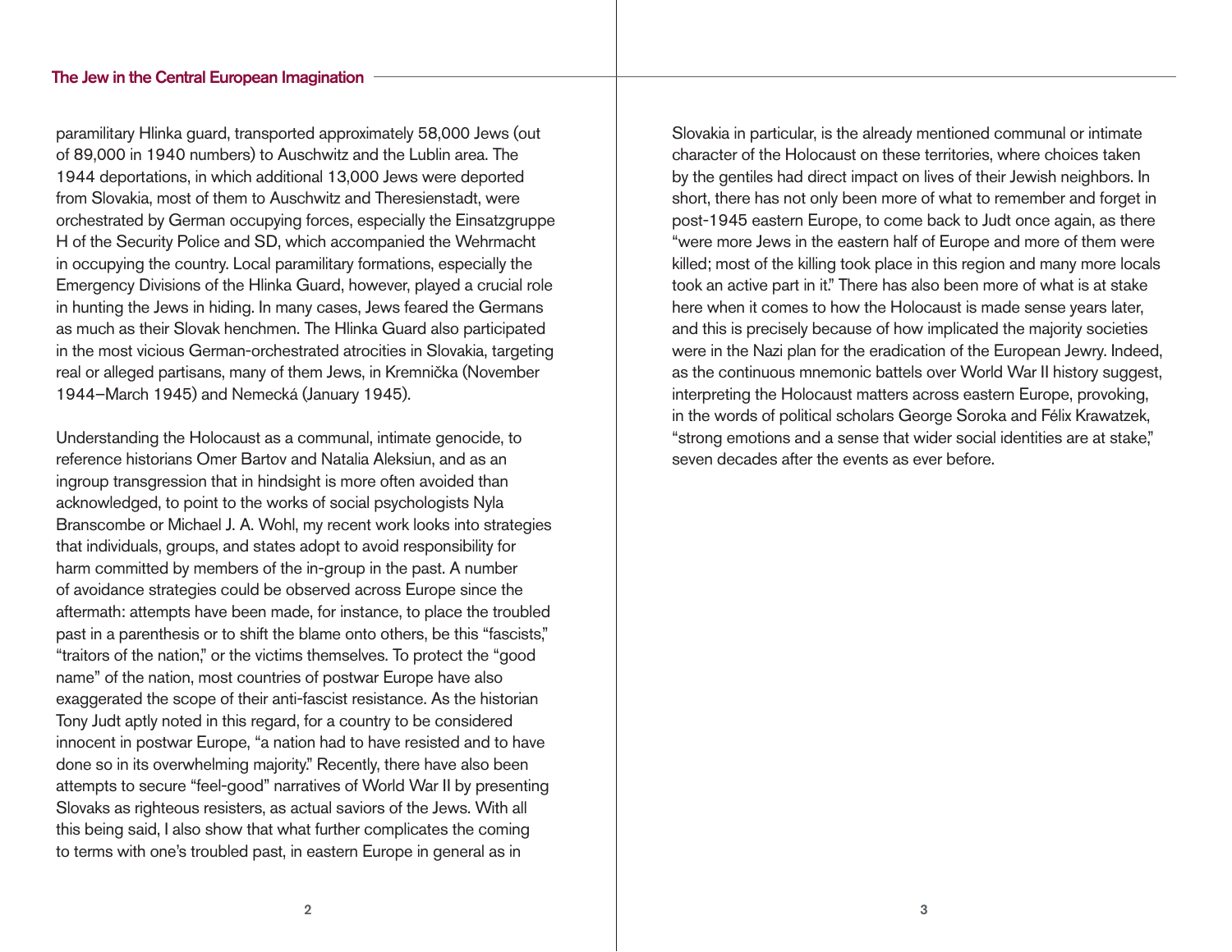paramilitary Hlinka guard, transported approximately 58,000 Jews (out of 89,000 in 1940 numbers) to Auschwitz and the Lublin area. The 1944 deportations, in which additional 13,000 Jews were deported from Slovakia, most of them to Auschwitz and Theresienstadt, were orchestrated by German occupying forces, especially the Einsatzgruppe H of the Security Police and SD, which accompanied the Wehrmacht in occupying the country. Local paramilitary formations, especially the Emergency Divisions of the Hlinka Guard, however, played a crucial role in hunting the Jews in hiding. In many cases, Jews feared the Germans as much as their Slovak henchmen. The Hlinka Guard also participated in the most vicious German-orchestrated atrocities in Slovakia, targeting real or alleged partisans, many of them Jews, in Kremnička (November 1944–March 1945) and Nemecká (January 1945).

Understanding the Holocaust as a communal, intimate genocide, to reference historians Omer Bartov and Natalia Aleksiun, and as an ingroup transgression that in hindsight is more often avoided than acknowledged, to point to the works of social psychologists Nyla Branscombe or Michael J. A. Wohl, my recent work looks into strategies that individuals, groups, and states adopt to avoid responsibility for harm committed by members of the in-group in the past. A number of avoidance strategies could be observed across Europe since the aftermath: attempts have been made, for instance, to place the troubled past in a parenthesis or to shift the blame onto others, be this "fascists," "traitors of the nation," or the victims themselves. To protect the "good name" of the nation, most countries of postwar Europe have also exaggerated the scope of their anti-fascist resistance. As the historian Tony Judt aptly noted in this regard, for a country to be considered innocent in postwar Europe, "a nation had to have resisted and to have done so in its overwhelming majority." Recently, there have also been attempts to secure "feel-good" narratives of World War II by presenting Slovaks as righteous resisters, as actual saviors of the Jews. With all this being said, I also show that what further complicates the coming to terms with one's troubled past, in eastern Europe in general as in Slovakia in particular, is the already mentioned communal or intimate character of the Holocaust on these territories, where choices taken by the gentiles had direct impact on lives of their Jewish neighbors. In short, there has not only been more of what to remember and forget in post-1945 eastern Europe, to come back to Judt once again, as there "were more Jews in the eastern half of Europe and more of them were killed; most of the killing took place in this region and many more locals took an active part in it." There has also been more of what is at stake here when it comes to how the Holocaust is made sense years later, and this is precisely because of how implicated the majority societies were in the Nazi plan for the eradication of the European Jewry. Indeed, as the continuous mnemonic battels over World War II history suggest, interpreting the Holocaust matters across eastern Europe, provoking, in the words of political scholars George Soroka and Félix Krawatzek, "strong emotions and a sense that wider social identities are at stake," seven decades after the events as ever before.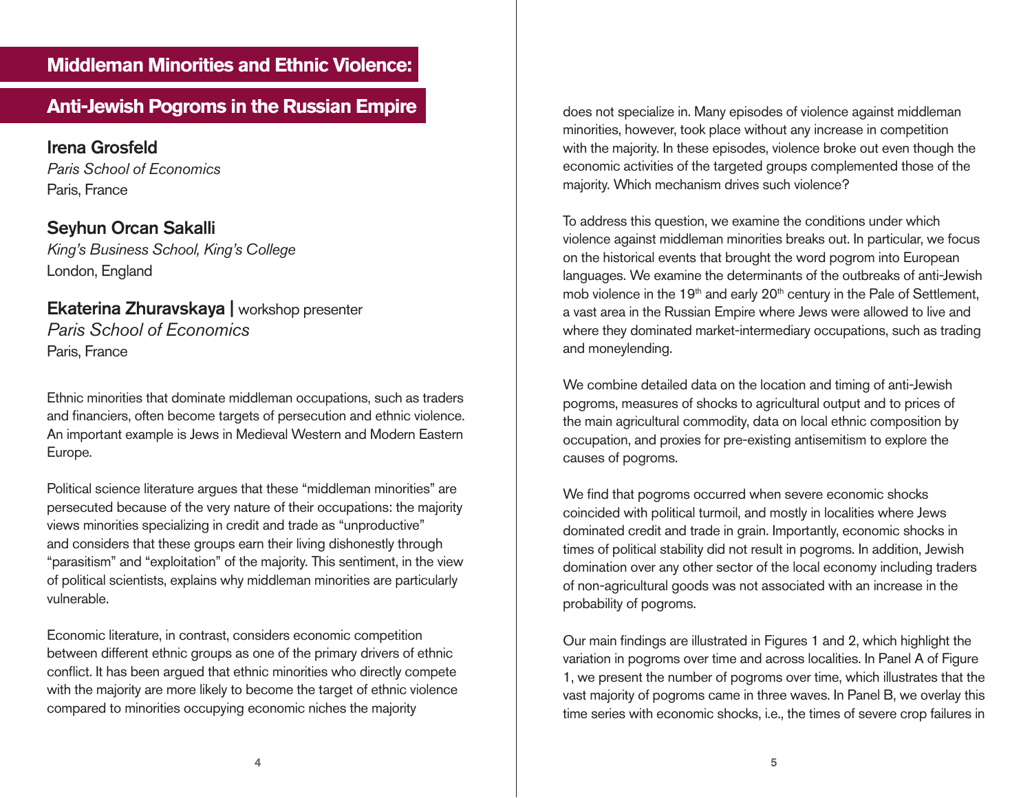# Middleman Minorities and Ethnic Violence:

# Anti-Jewish Pogroms in the Russian Empire

**Irena Grosfeld**
*Paris School of Economics*
Paris, France

**Seyhun Orcan Sakalli**
*King's Business School, King's College*
London, England

**Ekaterina Zhuravskaya** | workshop presenter
*Paris School of Economics*
Paris, France

Ethnic minorities that dominate middleman occupations, such as traders and financiers, often become targets of persecution and ethnic violence. An important example is Jews in Medieval Western and Modern Eastern Europe.

Political science literature argues that these "middleman minorities" are persecuted because of the very nature of their occupations: the majority views minorities specializing in credit and trade as "unproductive" and considers that these groups earn their living dishonestly through "parasitism" and "exploitation" of the majority. This sentiment, in the view of political scientists, explains why middleman minorities are particularly vulnerable.

Economic literature, in contrast, considers economic competition between different ethnic groups as one of the primary drivers of ethnic conflict. It has been argued that ethnic minorities who directly compete with the majority are more likely to become the target of ethnic violence compared to minorities occupying economic niches the majority does not specialize in. Many episodes of violence against middleman minorities, however, took place without any increase in competition with the majority. In these episodes, violence broke out even though the economic activities of the targeted groups complemented those of the majority. Which mechanism drives such violence?

To address this question, we examine the conditions under which violence against middleman minorities breaks out. In particular, we focus on the historical events that brought the word pogrom into European languages. We examine the determinants of the outbreaks of anti-Jewish mob violence in the 19th and early 20th century in the Pale of Settlement, a vast area in the Russian Empire where Jews were allowed to live and where they dominated market-intermediary occupations, such as trading and moneylending.

We combine detailed data on the location and timing of anti-Jewish pogroms, measures of shocks to agricultural output and to prices of the main agricultural commodity, data on local ethnic composition by occupation, and proxies for pre-existing antisemitism to explore the causes of pogroms.

We find that pogroms occurred when severe economic shocks coincided with political turmoil, and mostly in localities where Jews dominated credit and trade in grain. Importantly, economic shocks in times of political stability did not result in pogroms. In addition, Jewish domination over any other sector of the local economy including traders of non-agricultural goods was not associated with an increase in the probability of pogroms.

Our main findings are illustrated in Figures 1 and 2, which highlight the variation in pogroms over time and across localities. In Panel A of Figure 1, we present the number of pogroms over time, which illustrates that the vast majority of pogroms came in three waves. In Panel B, we overlay this time series with economic shocks, i.e., the times of severe crop failures in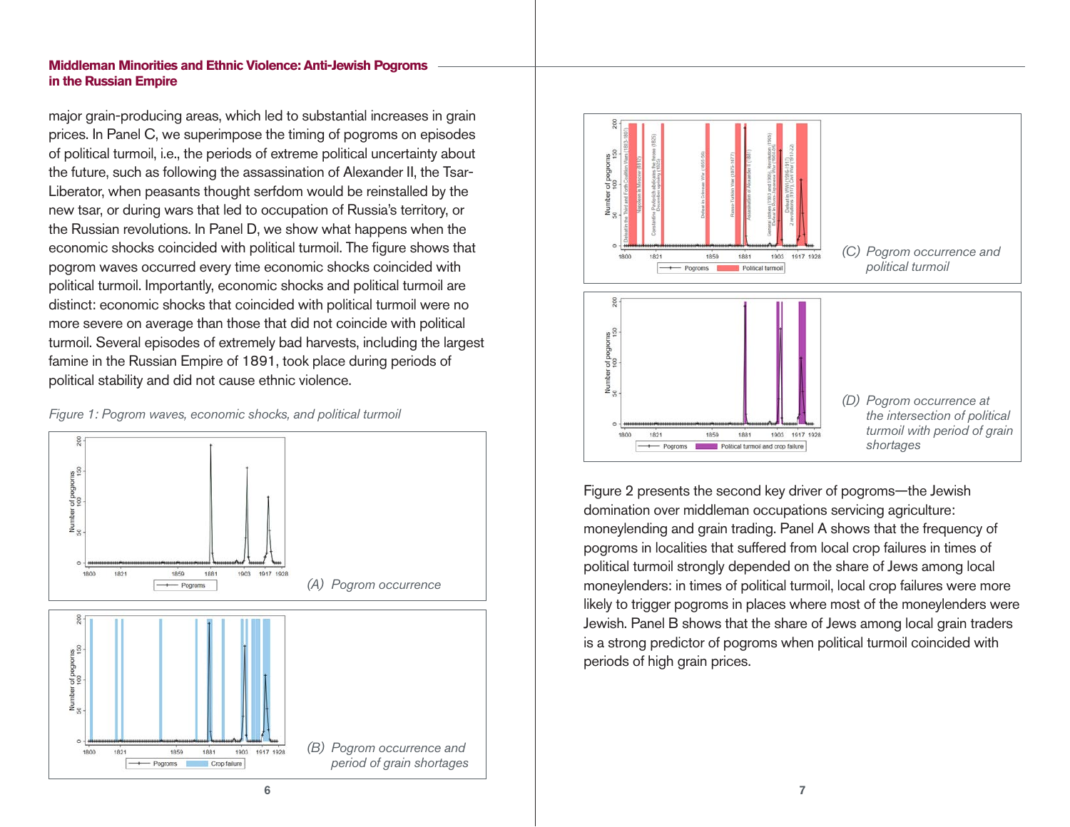major grain-producing areas, which led to substantial increases in grain prices. In Panel C, we superimpose the timing of pogroms on episodes of political turmoil, i.e., the periods of extreme political uncertainty about the future, such as following the assassination of Alexander II, the Tsar-Liberator, when peasants thought serfdom would be reinstalled by the new tsar, or during wars that led to occupation of Russia's territory, or the Russian revolutions. In Panel D, we show what happens when the economic shocks coincided with political turmoil. The figure shows that pogrom waves occurred every time economic shocks coincided with political turmoil. Importantly, economic shocks and political turmoil are distinct: economic shocks that coincided with political turmoil were no more severe on average than those that did not coincide with political turmoil. Several episodes of extremely bad harvests, including the largest famine in the Russian Empire of 1891, took place during periods of political stability and did not cause ethnic violence.

*Figure 1: Pogrom waves, economic shocks, and political turmoil*

*(A) Pogrom occurrence*

*(B) Pogrom occurrence and period of grain shortages*

*(C) Pogrom occurrence and political turmoil*

*(D) Pogrom occurrence at the intersection of political turmoil with period of grain shortages*

Figure 2 presents the second key driver of pogroms—the Jewish domination over middleman occupations servicing agriculture: moneylending and grain trading. Panel A shows that the frequency of pogroms in localities that suffered from local crop failures in times of political turmoil strongly depended on the share of Jews among local moneylenders: in times of political turmoil, local crop failures were more likely to trigger pogroms in places where most of the moneylenders were Jewish. Panel B shows that the share of Jews among local grain traders is a strong predictor of pogroms when political turmoil coincided with periods of high grain prices.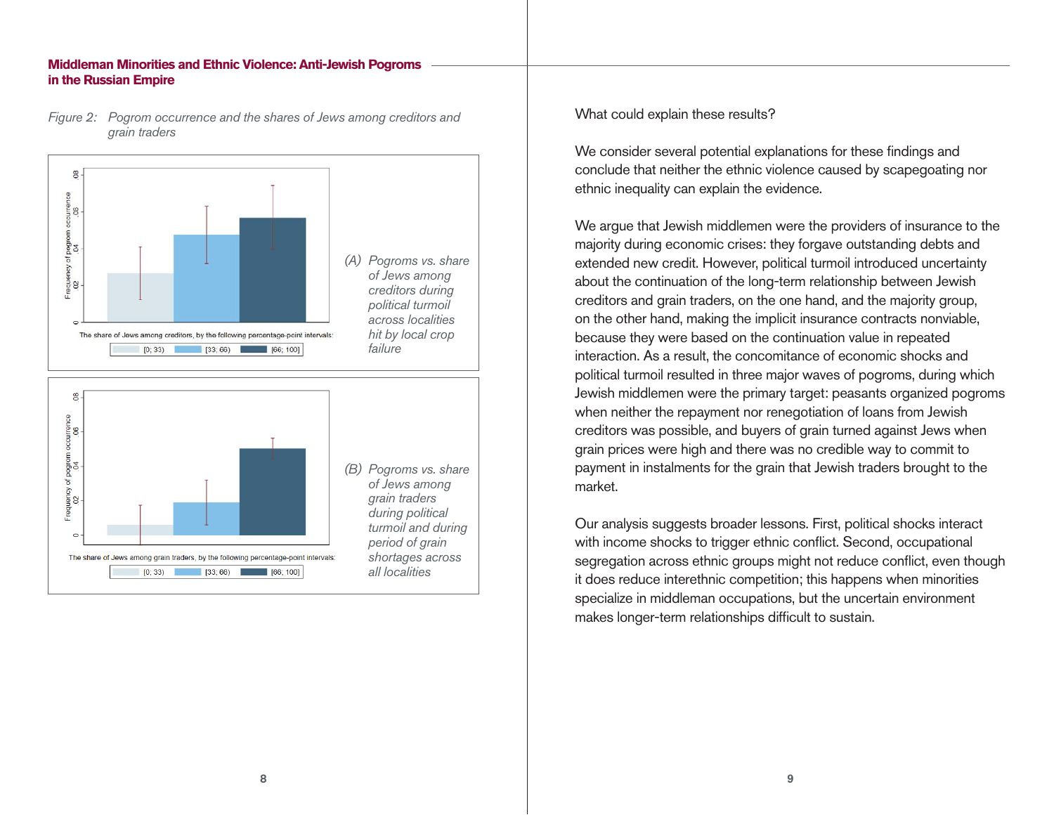*Figure 2: Pogrom occurrence and the shares of Jews among creditors and grain traders*

(A) *Pogroms vs. share of Jews among creditors during political turmoil across localities hit by local crop failure*

(B) *Pogroms vs. share of Jews among grain traders during political turmoil and during period of grain shortages across all localities*

What could explain these results?

We consider several potential explanations for these findings and conclude that neither the ethnic violence caused by scapegoating nor ethnic inequality can explain the evidence.

We argue that Jewish middlemen were the providers of insurance to the majority during economic crises: they forgave outstanding debts and extended new credit. However, political turmoil introduced uncertainty about the continuation of the long-term relationship between Jewish creditors and grain traders, on the one hand, and the majority group, on the other hand, making the implicit insurance contracts nonviable, because they were based on the continuation value in repeated interaction. As a result, the concomitance of economic shocks and political turmoil resulted in three major waves of pogroms, during which Jewish middlemen were the primary target: peasants organized pogroms when neither the repayment nor renegotiation of loans from Jewish creditors was possible, and buyers of grain turned against Jews when grain prices were high and there was no credible way to commit to payment in instalments for the grain that Jewish traders brought to the market.

Our analysis suggests broader lessons. First, political shocks interact with income shocks to trigger ethnic conflict. Second, occupational segregation across ethnic groups might not reduce conflict, even though it does reduce interethnic competition; this happens when minorities specialize in middleman occupations, but the uncertain environment makes longer-term relationships difficult to sustain.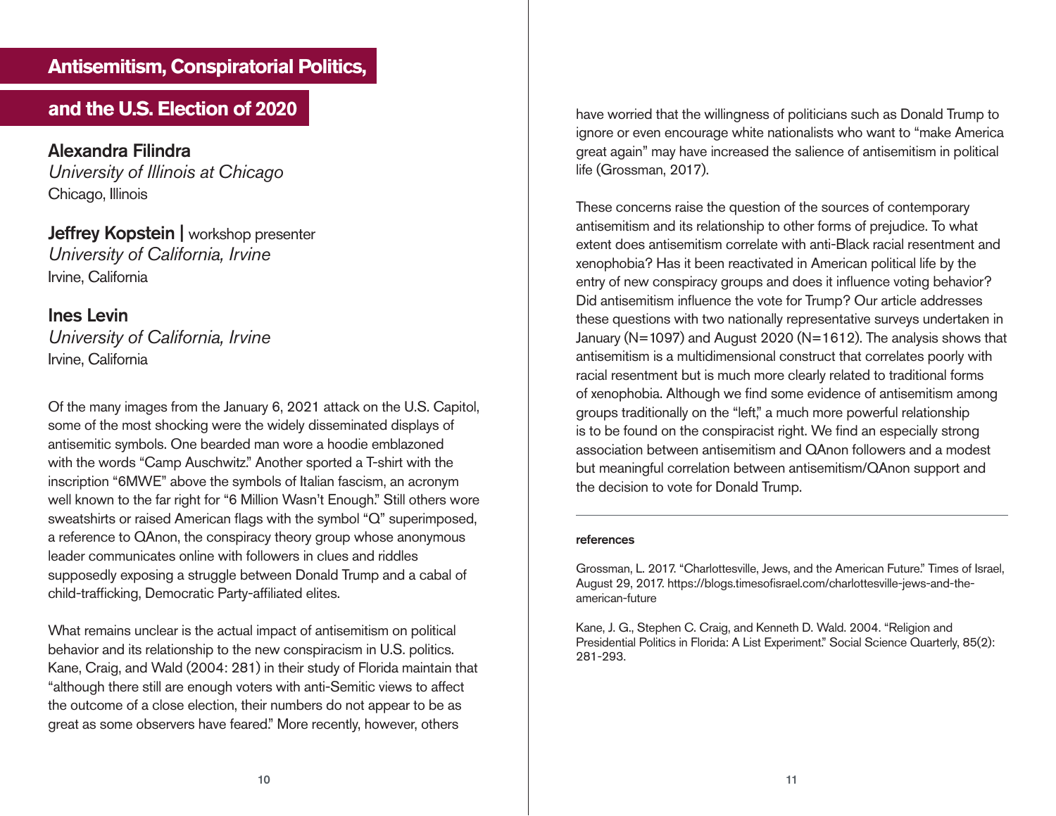# Antisemitism, Conspiratorial Politics, and the U.S. Election of 2020

**Alexandra Filindra**
*University of Illinois at Chicago*
Chicago, Illinois

**Jeffrey Kopstein |** workshop presenter
*University of California, Irvine*
Irvine, California

**Ines Levin**
*University of California, Irvine*
Irvine, California

Of the many images from the January 6, 2021 attack on the U.S. Capitol, some of the most shocking were the widely disseminated displays of antisemitic symbols. One bearded man wore a hoodie emblazoned with the words "Camp Auschwitz." Another sported a T-shirt with the inscription "6MWE" above the symbols of Italian fascism, an acronym well known to the far right for "6 Million Wasn't Enough." Still others wore sweatshirts or raised American flags with the symbol "Q" superimposed, a reference to QAnon, the conspiracy theory group whose anonymous leader communicates online with followers in clues and riddles supposedly exposing a struggle between Donald Trump and a cabal of child-trafficking, Democratic Party-affiliated elites.

What remains unclear is the actual impact of antisemitism on political behavior and its relationship to the new conspiracism in U.S. politics. Kane, Craig, and Wald (2004: 281) in their study of Florida maintain that "although there still are enough voters with anti-Semitic views to affect the outcome of a close election, their numbers do not appear to be as great as some observers have feared." More recently, however, others have worried that the willingness of politicians such as Donald Trump to ignore or even encourage white nationalists who want to "make America great again" may have increased the salience of antisemitism in political life (Grossman, 2017).

These concerns raise the question of the sources of contemporary antisemitism and its relationship to other forms of prejudice. To what extent does antisemitism correlate with anti-Black racial resentment and xenophobia? Has it been reactivated in American political life by the entry of new conspiracy groups and does it influence voting behavior? Did antisemitism influence the vote for Trump? Our article addresses these questions with two nationally representative surveys undertaken in January (N=1097) and August 2020 (N=1612). The analysis shows that antisemitism is a multidimensional construct that correlates poorly with racial resentment but is much more clearly related to traditional forms of xenophobia. Although we find some evidence of antisemitism among groups traditionally on the "left," a much more powerful relationship is to be found on the conspiracist right. We find an especially strong association between antisemitism and QAnon followers and a modest but meaningful correlation between antisemitism/QAnon support and the decision to vote for Donald Trump.

---

**references**

Grossman, L. 2017. "Charlottesville, Jews, and the American Future." Times of Israel, August 29, 2017. https://blogs.timesofisrael.com/charlottesville-jews-and-the-american-future

Kane, J. G., Stephen C. Craig, and Kenneth D. Wald. 2004. "Religion and Presidential Politics in Florida: A List Experiment." Social Science Quarterly, 85(2): 281-293.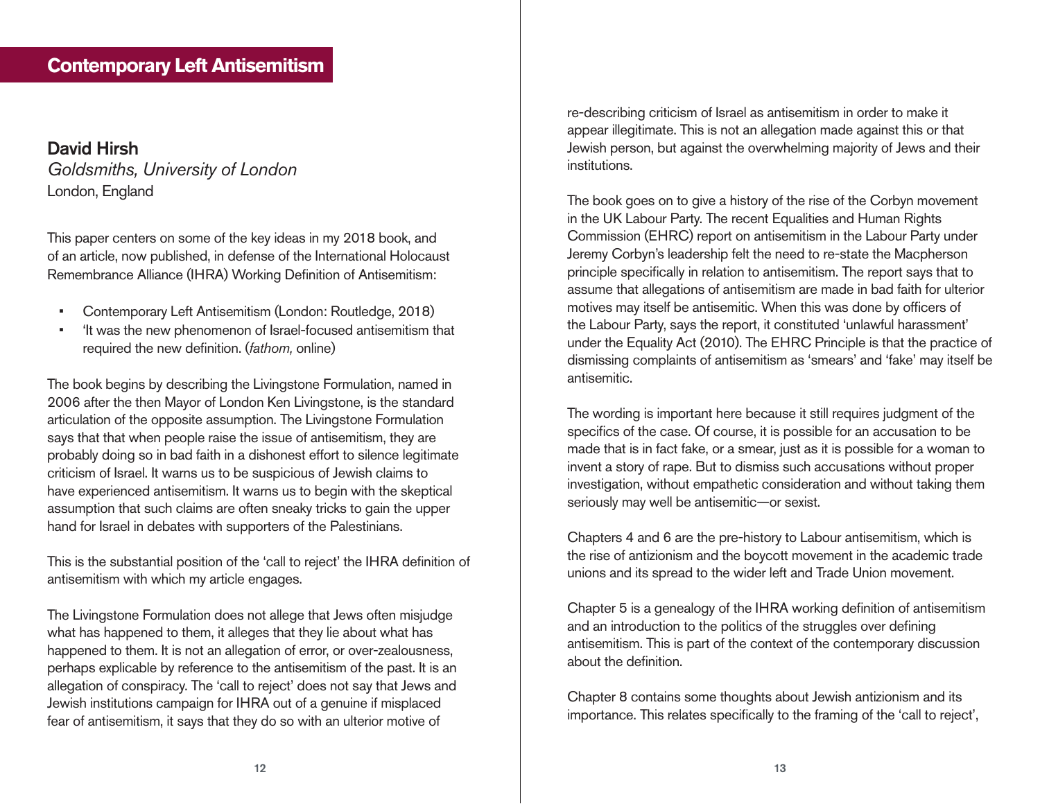# Contemporary Left Antisemitism

**David Hirsh**
*Goldsmiths, University of London*
London, England

This paper centers on some of the key ideas in my 2018 book, and of an article, now published, in defense of the International Holocaust Remembrance Alliance (IHRA) Working Definition of Antisemitism:

- Contemporary Left Antisemitism (London: Routledge, 2018)
- 'It was the new phenomenon of Israel-focused antisemitism that required the new definition. (*fathom,* online)

The book begins by describing the Livingstone Formulation, named in 2006 after the then Mayor of London Ken Livingstone, is the standard articulation of the opposite assumption. The Livingstone Formulation says that that when people raise the issue of antisemitism, they are probably doing so in bad faith in a dishonest effort to silence legitimate criticism of Israel. It warns us to be suspicious of Jewish claims to have experienced antisemitism. It warns us to begin with the skeptical assumption that such claims are often sneaky tricks to gain the upper hand for Israel in debates with supporters of the Palestinians.

This is the substantial position of the 'call to reject' the IHRA definition of antisemitism with which my article engages.

The Livingstone Formulation does not allege that Jews often misjudge what has happened to them, it alleges that they lie about what has happened to them. It is not an allegation of error, or over-zealousness, perhaps explicable by reference to the antisemitism of the past. It is an allegation of conspiracy. The 'call to reject' does not say that Jews and Jewish institutions campaign for IHRA out of a genuine if misplaced fear of antisemitism, it says that they do so with an ulterior motive of re-describing criticism of Israel as antisemitism in order to make it appear illegitimate. This is not an allegation made against this or that Jewish person, but against the overwhelming majority of Jews and their institutions.

The book goes on to give a history of the rise of the Corbyn movement in the UK Labour Party. The recent Equalities and Human Rights Commission (EHRC) report on antisemitism in the Labour Party under Jeremy Corbyn's leadership felt the need to re-state the Macpherson principle specifically in relation to antisemitism. The report says that to assume that allegations of antisemitism are made in bad faith for ulterior motives may itself be antisemitic. When this was done by officers of the Labour Party, says the report, it constituted 'unlawful harassment' under the Equality Act (2010). The EHRC Principle is that the practice of dismissing complaints of antisemitism as 'smears' and 'fake' may itself be antisemitic.

The wording is important here because it still requires judgment of the specifics of the case. Of course, it is possible for an accusation to be made that is in fact fake, or a smear, just as it is possible for a woman to invent a story of rape. But to dismiss such accusations without proper investigation, without empathetic consideration and without taking them seriously may well be antisemitic—or sexist.

Chapters 4 and 6 are the pre-history to Labour antisemitism, which is the rise of antizionism and the boycott movement in the academic trade unions and its spread to the wider left and Trade Union movement.

Chapter 5 is a genealogy of the IHRA working definition of antisemitism and an introduction to the politics of the struggles over defining antisemitism. This is part of the context of the contemporary discussion about the definition.

Chapter 8 contains some thoughts about Jewish antizionism and its importance. This relates specifically to the framing of the 'call to reject',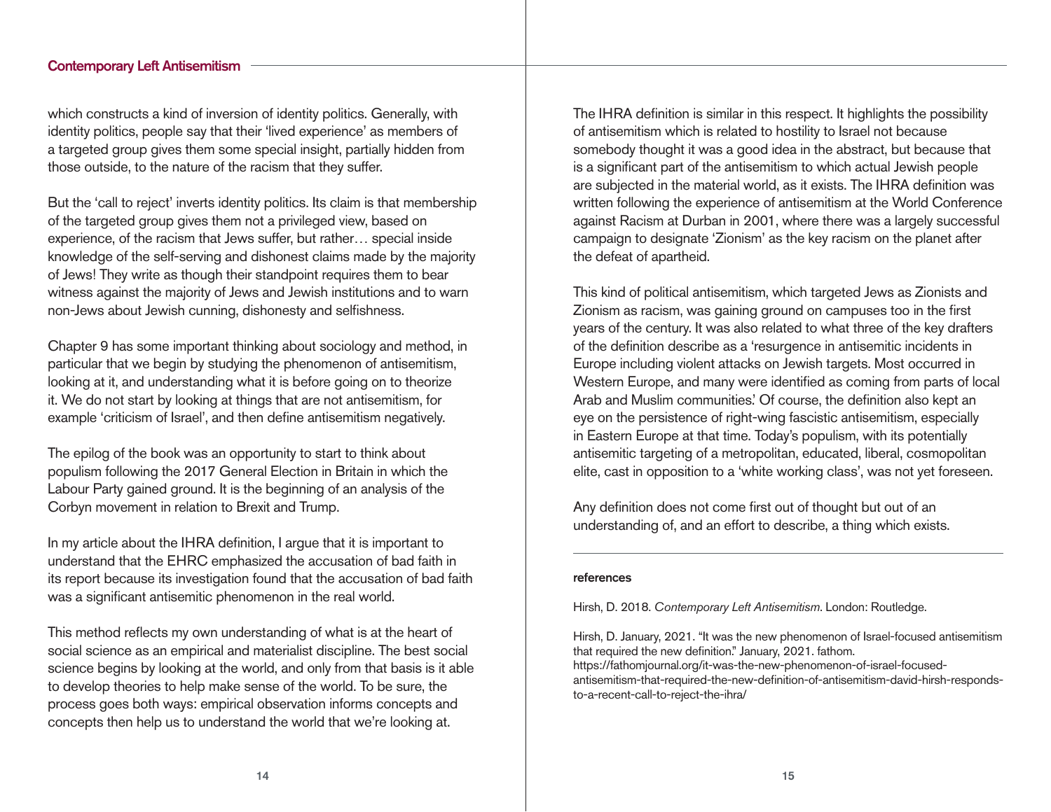which constructs a kind of inversion of identity politics. Generally, with identity politics, people say that their 'lived experience' as members of a targeted group gives them some special insight, partially hidden from those outside, to the nature of the racism that they suffer.

But the 'call to reject' inverts identity politics. Its claim is that membership of the targeted group gives them not a privileged view, based on experience, of the racism that Jews suffer, but rather… special inside knowledge of the self-serving and dishonest claims made by the majority of Jews! They write as though their standpoint requires them to bear witness against the majority of Jews and Jewish institutions and to warn non-Jews about Jewish cunning, dishonesty and selfishness.

Chapter 9 has some important thinking about sociology and method, in particular that we begin by studying the phenomenon of antisemitism, looking at it, and understanding what it is before going on to theorize it. We do not start by looking at things that are not antisemitism, for example 'criticism of Israel', and then define antisemitism negatively.

The epilog of the book was an opportunity to start to think about populism following the 2017 General Election in Britain in which the Labour Party gained ground. It is the beginning of an analysis of the Corbyn movement in relation to Brexit and Trump.

In my article about the IHRA definition, I argue that it is important to understand that the EHRC emphasized the accusation of bad faith in its report because its investigation found that the accusation of bad faith was a significant antisemitic phenomenon in the real world.

This method reflects my own understanding of what is at the heart of social science as an empirical and materialist discipline. The best social science begins by looking at the world, and only from that basis is it able to develop theories to help make sense of the world. To be sure, the process goes both ways: empirical observation informs concepts and concepts then help us to understand the world that we're looking at.

The IHRA definition is similar in this respect. It highlights the possibility of antisemitism which is related to hostility to Israel not because somebody thought it was a good idea in the abstract, but because that is a significant part of the antisemitism to which actual Jewish people are subjected in the material world, as it exists. The IHRA definition was written following the experience of antisemitism at the World Conference against Racism at Durban in 2001, where there was a largely successful campaign to designate 'Zionism' as the key racism on the planet after the defeat of apartheid.

This kind of political antisemitism, which targeted Jews as Zionists and Zionism as racism, was gaining ground on campuses too in the first years of the century. It was also related to what three of the key drafters of the definition describe as a 'resurgence in antisemitic incidents in Europe including violent attacks on Jewish targets. Most occurred in Western Europe, and many were identified as coming from parts of local Arab and Muslim communities.' Of course, the definition also kept an eye on the persistence of right-wing fascistic antisemitism, especially in Eastern Europe at that time. Today's populism, with its potentially antisemitic targeting of a metropolitan, educated, liberal, cosmopolitan elite, cast in opposition to a 'white working class', was not yet foreseen.

Any definition does not come first out of thought but out of an understanding of, and an effort to describe, a thing which exists.

---

**references**

Hirsh, D. 2018. *Contemporary Left Antisemitism*. London: Routledge.

Hirsh, D. January, 2021. "It was the new phenomenon of Israel-focused antisemitism that required the new definition." January, 2021. fathom. https://fathomjournal.org/it-was-the-new-phenomenon-of-israel-focused-antisemitism-that-required-the-new-definition-of-antisemitism-david-hirsh-responds-to-a-recent-call-to-reject-the-ihra/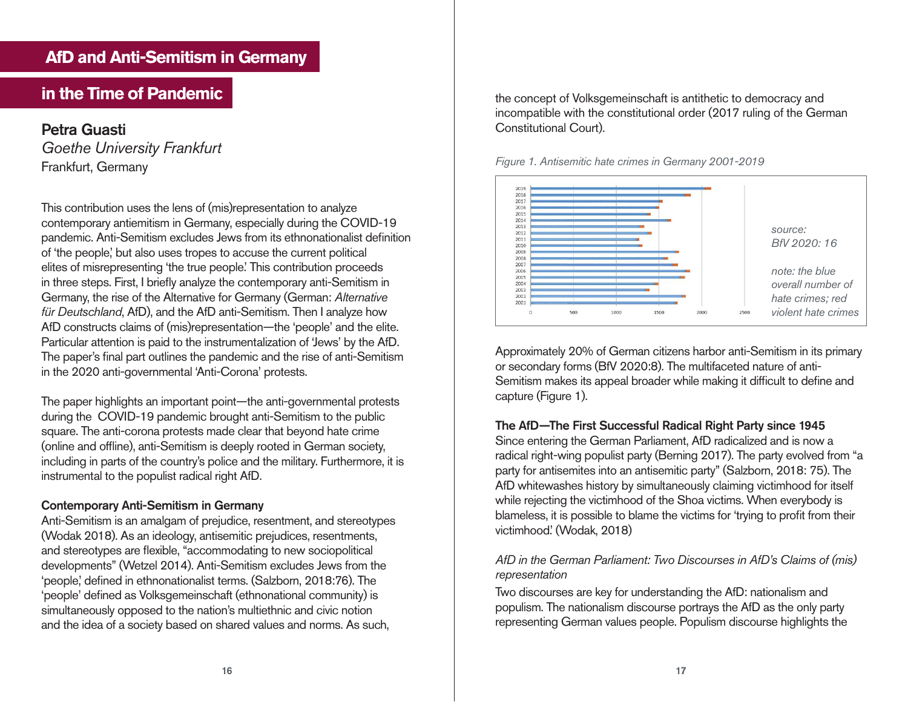# AfD and Anti-Semitism in Germany in the Time of Pandemic

**Petra Guasti**
*Goethe University Frankfurt*
Frankfurt, Germany

This contribution uses the lens of (mis)representation to analyze contemporary antiemitism in Germany, especially during the COVID-19 pandemic. Anti-Semitism excludes Jews from its ethnonationalist definition of 'the people,' but also uses tropes to accuse the current political elites of misrepresenting 'the true people.' This contribution proceeds in three steps. First, I briefly analyze the contemporary anti-Semitism in Germany, the rise of the Alternative for Germany (German: *Alternative für Deutschland*, AfD), and the AfD anti-Semitism. Then I analyze how AfD constructs claims of (mis)representation—the 'people' and the elite. Particular attention is paid to the instrumentalization of 'Jews' by the AfD. The paper's final part outlines the pandemic and the rise of anti-Semitism in the 2020 anti-governmental 'Anti-Corona' protests.

The paper highlights an important point—the anti-governmental protests during the COVID-19 pandemic brought anti-Semitism to the public square. The anti-corona protests made clear that beyond hate crime (online and offline), anti-Semitism is deeply rooted in German society, including in parts of the country's police and the military. Furthermore, it is instrumental to the populist radical right AfD.

**Contemporary Anti-Semitism in Germany**

Anti-Semitism is an amalgam of prejudice, resentment, and stereotypes (Wodak 2018). As an ideology, antisemitic prejudices, resentments, and stereotypes are flexible, "accommodating to new sociopolitical developments" (Wetzel 2014). Anti-Semitism excludes Jews from the 'people,' defined in ethnonationalist terms. (Salzborn, 2018:76). The 'people' defined as Volksgemeinschaft (ethnonational community) is simultaneously opposed to the nation's multiethnic and civic notion and the idea of a society based on shared values and norms. As such, the concept of Volksgemeinschaft is antithetic to democracy and incompatible with the constitutional order (2017 ruling of the German Constitutional Court).

*Figure 1. Antisemitic hate crimes in Germany 2001-2019*

*source: BfV 2020: 16*

*note: the blue overall number of hate crimes; red violent hate crimes*

Approximately 20% of German citizens harbor anti-Semitism in its primary or secondary forms (BfV 2020:8). The multifaceted nature of anti-Semitism makes its appeal broader while making it difficult to define and capture (Figure 1).

**The AfD—The First Successful Radical Right Party since 1945**

Since entering the German Parliament, AfD radicalized and is now a radical right-wing populist party (Berning 2017). The party evolved from "a party for antisemites into an antisemitic party" (Salzborn, 2018: 75). The AfD whitewashes history by simultaneously claiming victimhood for itself while rejecting the victimhood of the Shoa victims. When everybody is blameless, it is possible to blame the victims for 'trying to profit from their victimhood.' (Wodak, 2018)

*AfD in the German Parliament: Two Discourses in AfD's Claims of (mis)representation*

Two discourses are key for understanding the AfD: nationalism and populism. The nationalism discourse portrays the AfD as the only party representing German values people. Populism discourse highlights the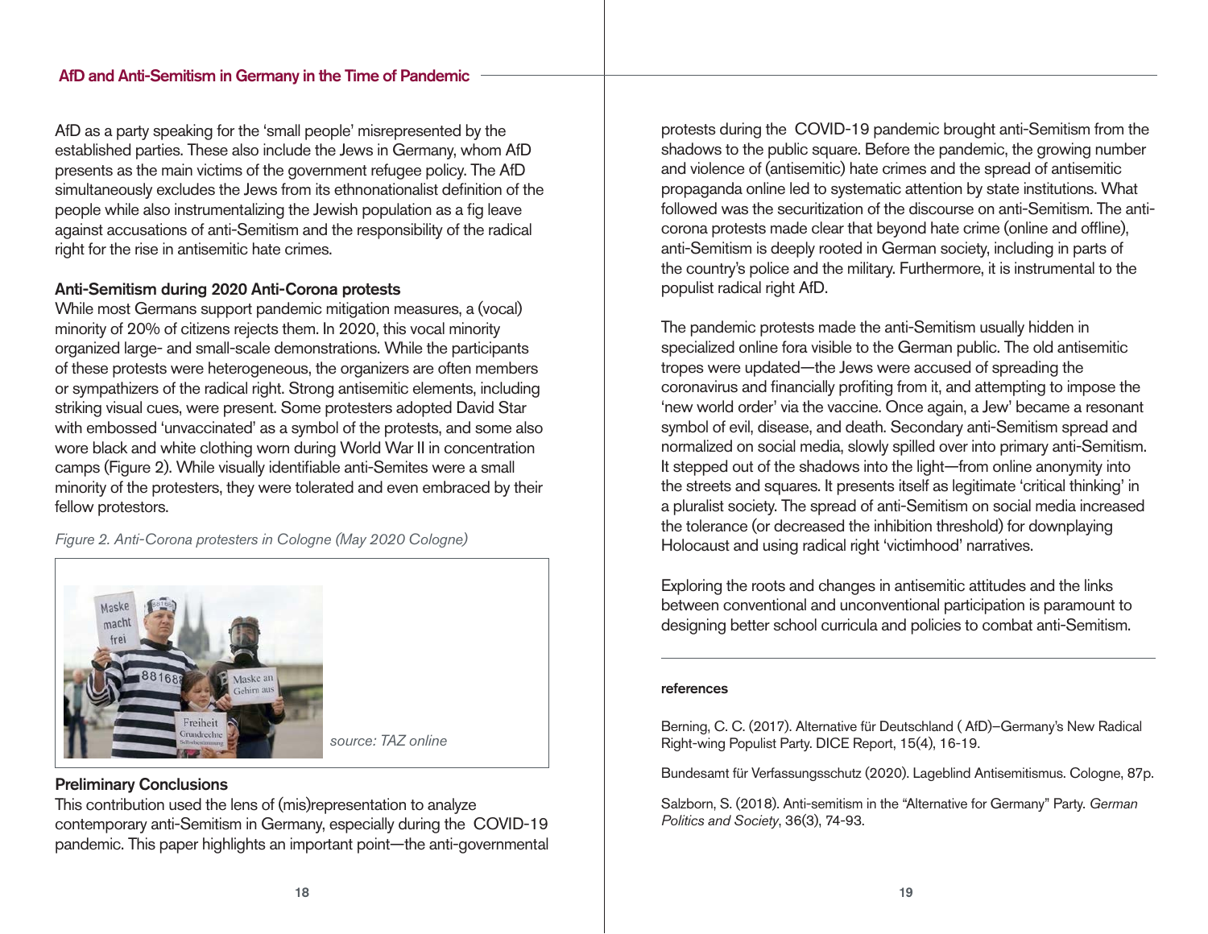AfD as a party speaking for the 'small people' misrepresented by the established parties. These also include the Jews in Germany, whom AfD presents as the main victims of the government refugee policy. The AfD simultaneously excludes the Jews from its ethnonationalist definition of the people while also instrumentalizing the Jewish population as a fig leave against accusations of anti-Semitism and the responsibility of the radical right for the rise in antisemitic hate crimes.

### Anti-Semitism during 2020 Anti-Corona protests

While most Germans support pandemic mitigation measures, a (vocal) minority of 20% of citizens rejects them. In 2020, this vocal minority organized large- and small-scale demonstrations. While the participants of these protests were heterogeneous, the organizers are often members or sympathizers of the radical right. Strong antisemitic elements, including striking visual cues, were present. Some protesters adopted David Star with embossed 'unvaccinated' as a symbol of the protests, and some also wore black and white clothing worn during World War II in concentration camps (Figure 2). While visually identifiable anti-Semites were a small minority of the protesters, they were tolerated and even embraced by their fellow protestors.

*Figure 2. Anti-Corona protesters in Cologne (May 2020 Cologne)*

*source: TAZ online*

### Preliminary Conclusions

This contribution used the lens of (mis)representation to analyze contemporary anti-Semitism in Germany, especially during the COVID-19 pandemic. This paper highlights an important point—the anti-governmental protests during the COVID-19 pandemic brought anti-Semitism from the shadows to the public square. Before the pandemic, the growing number and violence of (antisemitic) hate crimes and the spread of antisemitic propaganda online led to systematic attention by state institutions. What followed was the securitization of the discourse on anti-Semitism. The anti-corona protests made clear that beyond hate crime (online and offline), anti-Semitism is deeply rooted in German society, including in parts of the country's police and the military. Furthermore, it is instrumental to the populist radical right AfD.

The pandemic protests made the anti-Semitism usually hidden in specialized online fora visible to the German public. The old antisemitic tropes were updated—the Jews were accused of spreading the coronavirus and financially profiting from it, and attempting to impose the 'new world order' via the vaccine. Once again, a Jew' became a resonant symbol of evil, disease, and death. Secondary anti-Semitism spread and normalized on social media, slowly spilled over into primary anti-Semitism. It stepped out of the shadows into the light—from online anonymity into the streets and squares. It presents itself as legitimate 'critical thinking' in a pluralist society. The spread of anti-Semitism on social media increased the tolerance (or decreased the inhibition threshold) for downplaying Holocaust and using radical right 'victimhood' narratives.

Exploring the roots and changes in antisemitic attitudes and the links between conventional and unconventional participation is paramount to designing better school curricula and policies to combat anti-Semitism.

---

#### references

Berning, C. C. (2017). Alternative für Deutschland ( AfD)–Germany's New Radical Right-wing Populist Party. DICE Report, 15(4), 16-19.

Bundesamt für Verfassungsschutz (2020). Lageblind Antisemitismus. Cologne, 87p.

Salzborn, S. (2018). Anti-semitism in the "Alternative for Germany" Party. *German Politics and Society*, 36(3), 74-93.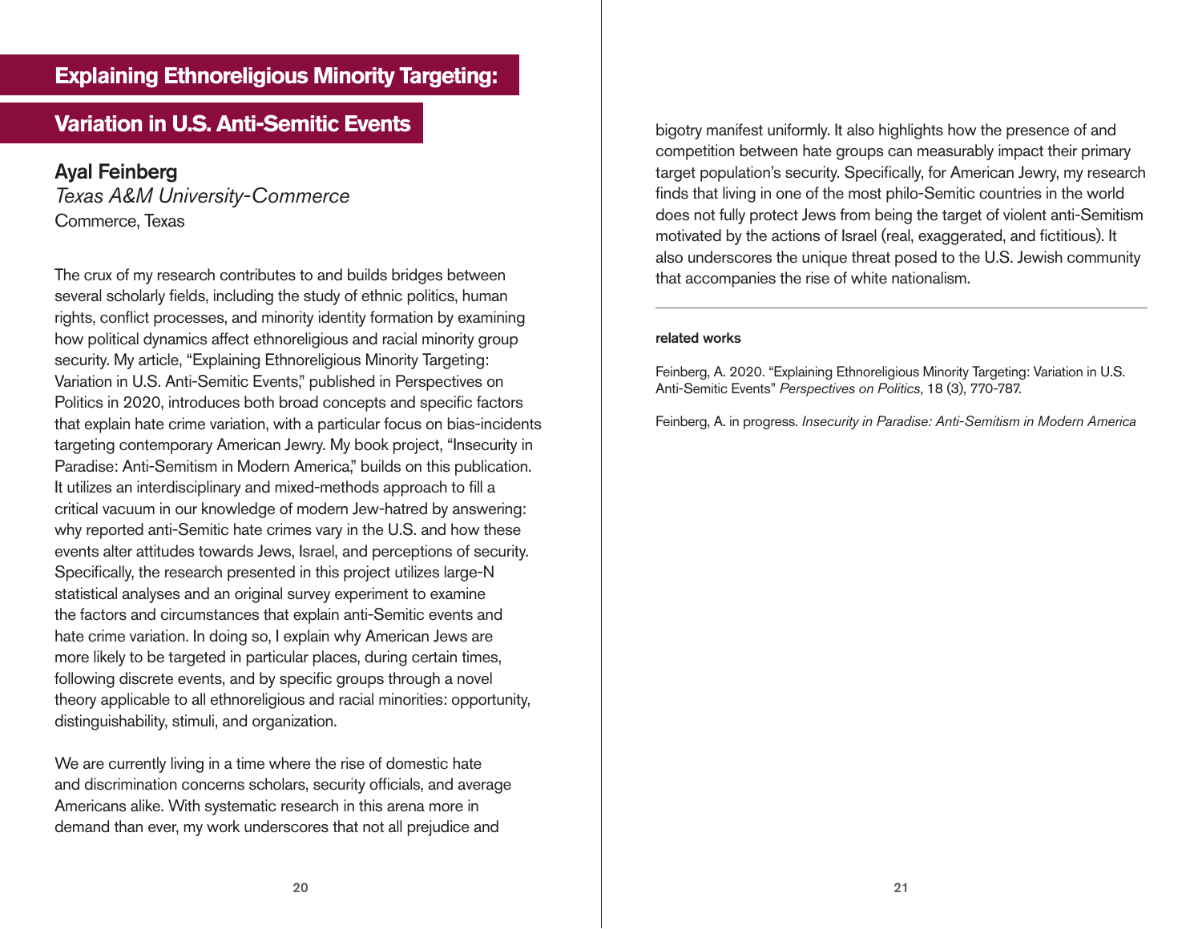# Explaining Ethnoreligious Minority Targeting: Variation in U.S. Anti-Semitic Events

**Ayal Feinberg**
*Texas A&M University-Commerce*
Commerce, Texas

The crux of my research contributes to and builds bridges between several scholarly fields, including the study of ethnic politics, human rights, conflict processes, and minority identity formation by examining how political dynamics affect ethnoreligious and racial minority group security. My article, "Explaining Ethnoreligious Minority Targeting: Variation in U.S. Anti-Semitic Events," published in Perspectives on Politics in 2020, introduces both broad concepts and specific factors that explain hate crime variation, with a particular focus on bias-incidents targeting contemporary American Jewry. My book project, "Insecurity in Paradise: Anti-Semitism in Modern America," builds on this publication. It utilizes an interdisciplinary and mixed-methods approach to fill a critical vacuum in our knowledge of modern Jew-hatred by answering: why reported anti-Semitic hate crimes vary in the U.S. and how these events alter attitudes towards Jews, Israel, and perceptions of security. Specifically, the research presented in this project utilizes large-N statistical analyses and an original survey experiment to examine the factors and circumstances that explain anti-Semitic events and hate crime variation. In doing so, I explain why American Jews are more likely to be targeted in particular places, during certain times, following discrete events, and by specific groups through a novel theory applicable to all ethnoreligious and racial minorities: opportunity, distinguishability, stimuli, and organization.

We are currently living in a time where the rise of domestic hate and discrimination concerns scholars, security officials, and average Americans alike. With systematic research in this arena more in demand than ever, my work underscores that not all prejudice and bigotry manifest uniformly. It also highlights how the presence of and competition between hate groups can measurably impact their primary target population's security. Specifically, for American Jewry, my research finds that living in one of the most philo-Semitic countries in the world does not fully protect Jews from being the target of violent anti-Semitism motivated by the actions of Israel (real, exaggerated, and fictitious). It also underscores the unique threat posed to the U.S. Jewish community that accompanies the rise of white nationalism.

---

**related works**

Feinberg, A. 2020. "Explaining Ethnoreligious Minority Targeting: Variation in U.S. Anti-Semitic Events" *Perspectives on Politics*, 18 (3), 770-787.

Feinberg, A. in progress. *Insecurity in Paradise: Anti-Semitism in Modern America*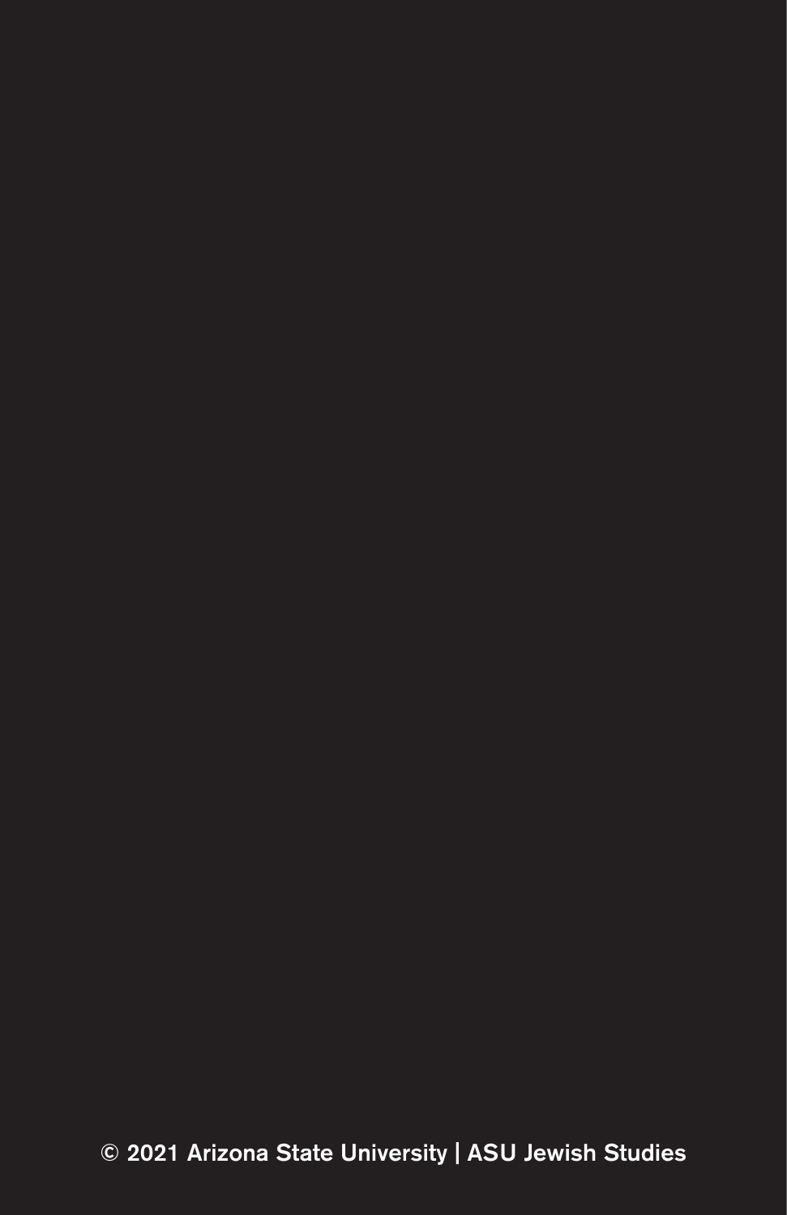© 2021 Arizona State University | ASU Jewish Studies